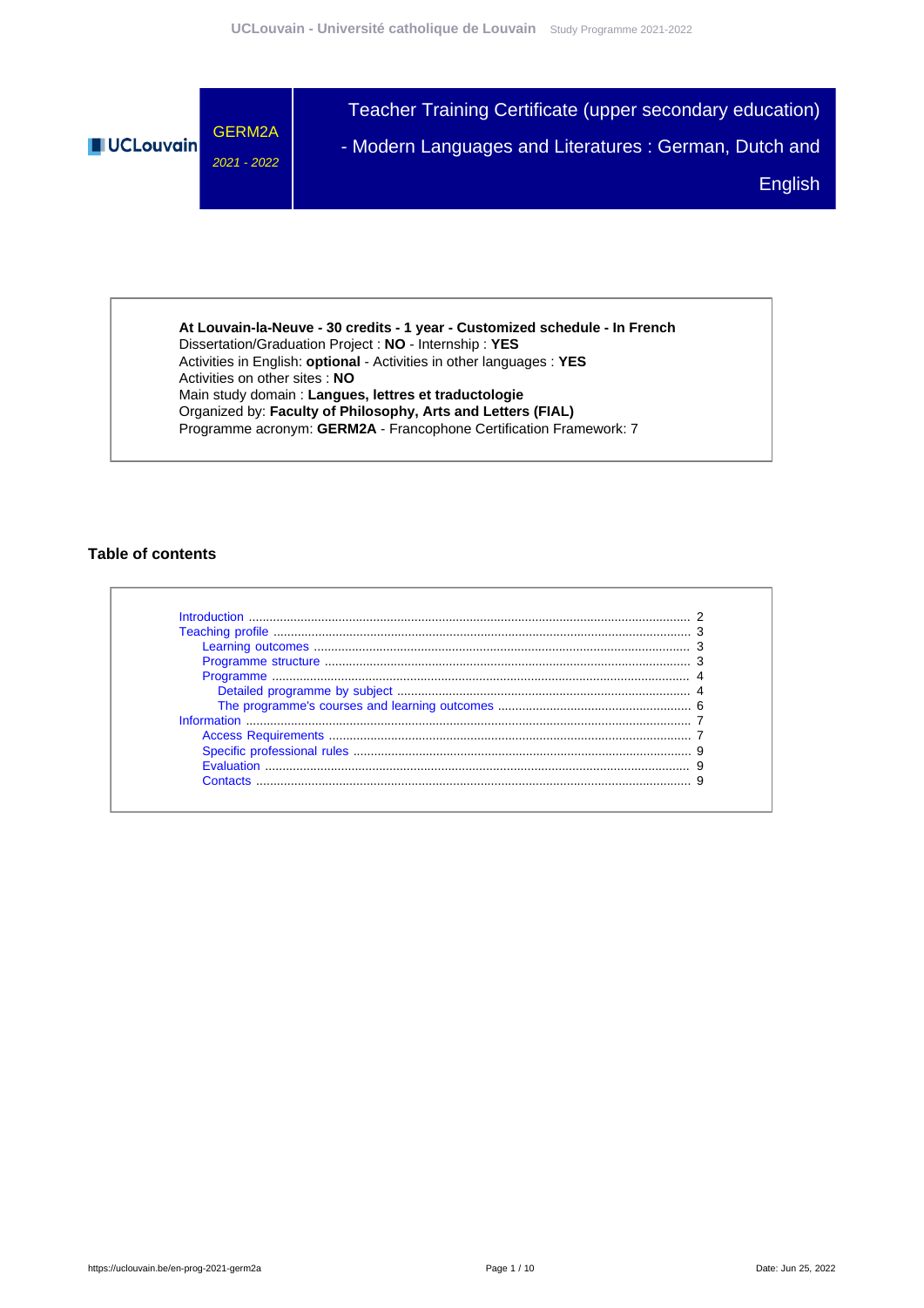# Teacher Training Certificate (upper secondary education) - Modern Languages and Literatures : German, Dutch and English

GERM2A

*2021 - 2022*

**At Louvain-la-Neuve - 30 credits - 1 year - Customized schedule - In French**
Dissertation/Graduation Project : **NO** - Internship : **YES**
Activities in English: **optional** - Activities in other languages : **YES**
Activities on other sites : **NO**
Main study domain : **Langues, lettres et traductologie**
Organized by: **Faculty of Philosophy, Arts and Letters (FIAL)**
Programme acronym: **GERM2A** - Francophone Certification Framework: 7

## Table of contents

- Introduction ..... 2
- Teaching profile ..... 3
  - Learning outcomes ..... 3
  - Programme structure ..... 3
  - Programme ..... 4
    - Detailed programme by subject ..... 4
    - The programme's courses and learning outcomes ..... 6
- Information ..... 7
  - Access Requirements ..... 7
  - Specific professional rules ..... 9
  - Evaluation ..... 9
  - Contacts ..... 9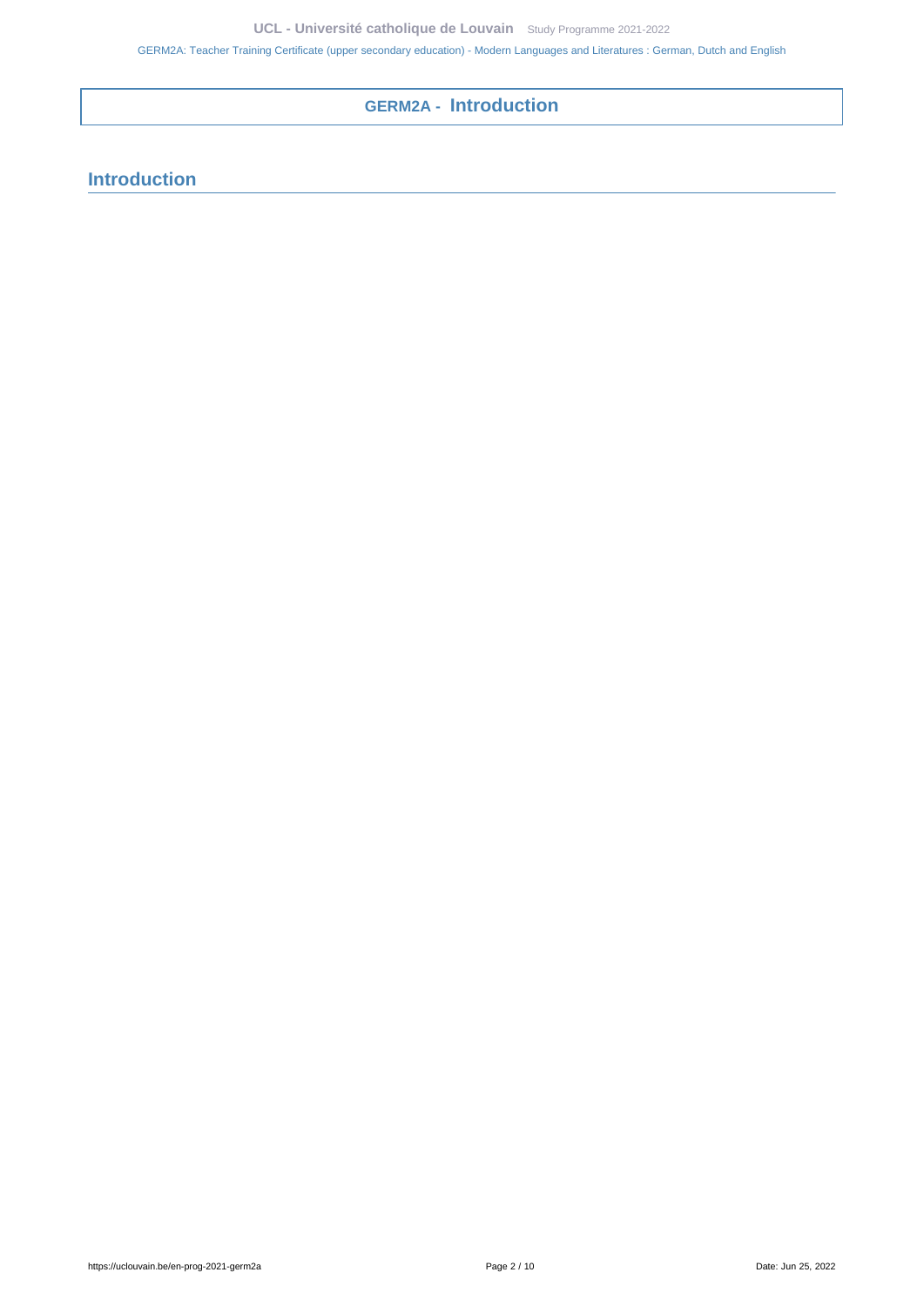# GERM2A - Introduction

## Introduction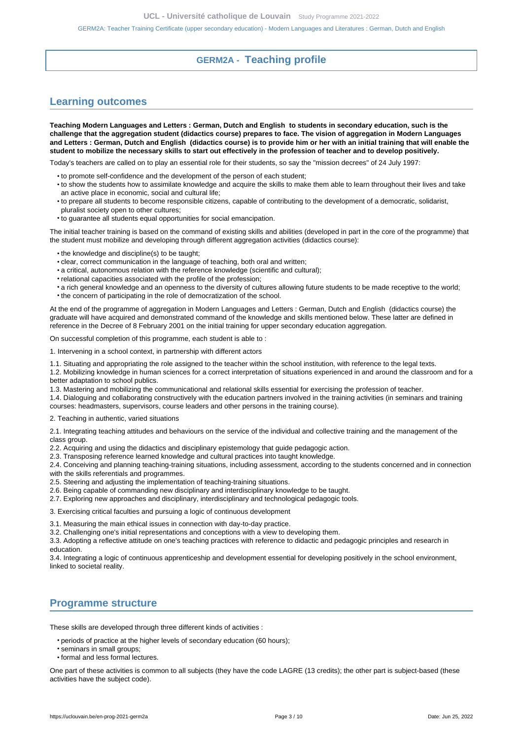# GERM2A - Teaching profile

## Learning outcomes

**Teaching Modern Languages and Letters : German, Dutch and English to students in secondary education, such is the challenge that the aggregation student (didactics course) prepares to face. The vision of aggregation in Modern Languages and Letters : German, Dutch and English (didactics course) is to provide him or her with an initial training that will enable the student to mobilize the necessary skills to start out effectively in the profession of teacher and to develop positively.**

Today's teachers are called on to play an essential role for their students, so say the "mission decrees" of 24 July 1997:

- to promote self-confidence and the development of the person of each student;
- to show the students how to assimilate knowledge and acquire the skills to make them able to learn throughout their lives and take an active place in economic, social and cultural life;
- to prepare all students to become responsible citizens, capable of contributing to the development of a democratic, solidarist, pluralist society open to other cultures;
- to guarantee all students equal opportunities for social emancipation.

The initial teacher training is based on the command of existing skills and abilities (developed in part in the core of the programme) that the student must mobilize and developing through different aggregation activities (didactics course):

- the knowledge and discipline(s) to be taught;
- clear, correct communication in the language of teaching, both oral and written;
- a critical, autonomous relation with the reference knowledge (scientific and cultural);
- relational capacities associated with the profile of the profession;
- a rich general knowledge and an openness to the diversity of cultures allowing future students to be made receptive to the world;
- the concern of participating in the role of democratization of the school.

At the end of the programme of aggregation in Modern Languages and Letters : German, Dutch and English (didactics course) the graduate will have acquired and demonstrated command of the knowledge and skills mentioned below. These latter are defined in reference in the Decree of 8 February 2001 on the initial training for upper secondary education aggregation.

On successful completion of this programme, each student is able to :

1. Intervening in a school context, in partnership with different actors

1.1. Situating and appropriating the role assigned to the teacher within the school institution, with reference to the legal texts.
1.2. Mobilizing knowledge in human sciences for a correct interpretation of situations experienced in and around the classroom and for a better adaptation to school publics.
1.3. Mastering and mobilizing the communicational and relational skills essential for exercising the profession of teacher.
1.4. Dialoguing and collaborating constructively with the education partners involved in the training activities (in seminars and training courses: headmasters, supervisors, course leaders and other persons in the training course).

2. Teaching in authentic, varied situations

2.1. Integrating teaching attitudes and behaviours on the service of the individual and collective training and the management of the class group.
2.2. Acquiring and using the didactics and disciplinary epistemology that guide pedagogic action.
2.3. Transposing reference learned knowledge and cultural practices into taught knowledge.
2.4. Conceiving and planning teaching-training situations, including assessment, according to the students concerned and in connection with the skills referentials and programmes.
2.5. Steering and adjusting the implementation of teaching-training situations.
2.6. Being capable of commanding new disciplinary and interdisciplinary knowledge to be taught.
2.7. Exploring new approaches and disciplinary, interdisciplinary and technological pedagogic tools.

3. Exercising critical faculties and pursuing a logic of continuous development

3.1. Measuring the main ethical issues in connection with day-to-day practice.
3.2. Challenging one's initial representations and conceptions with a view to developing them.
3.3. Adopting a reflective attitude on one's teaching practices with reference to didactic and pedagogic principles and research in education.
3.4. Integrating a logic of continuous apprenticeship and development essential for developing positively in the school environment, linked to societal reality.

## Programme structure

These skills are developed through three different kinds of activities :

- periods of practice at the higher levels of secondary education (60 hours);
- seminars in small groups;
- formal and less formal lectures.

One part of these activities is common to all subjects (they have the code LAGRE (13 credits); the other part is subject-based (these activities have the subject code).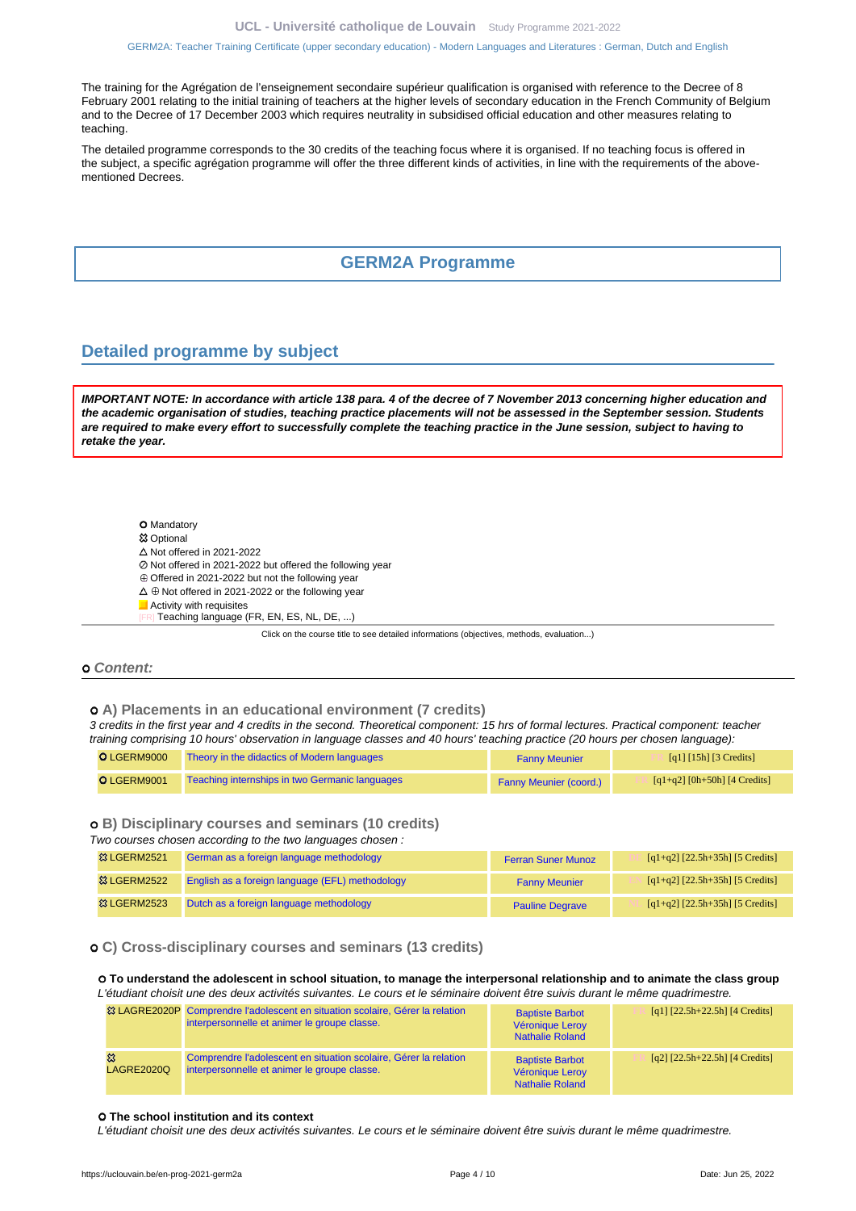The training for the Agrégation de l'enseignement secondaire supérieur qualification is organised with reference to the Decree of 8 February 2001 relating to the initial training of teachers at the higher levels of secondary education in the French Community of Belgium and to the Decree of 17 December 2003 which requires neutrality in subsidised official education and other measures relating to teaching.

The detailed programme corresponds to the 30 credits of the teaching focus where it is organised. If no teaching focus is offered in the subject, a specific agrégation programme will offer the three different kinds of activities, in line with the requirements of the above-mentioned Decrees.

# GERM2A Programme

## Detailed programme by subject

**IMPORTANT NOTE: In accordance with article 138 para. 4 of the decree of 7 November 2013 concerning higher education and the academic organisation of studies, teaching practice placements will not be assessed in the September session. Students are required to make every effort to successfully complete the teaching practice in the June session, subject to having to retake the year.**

- O Mandatory
- ☼ Optional
- △ Not offered in 2021-2022
- ⊘ Not offered in 2021-2022 but offered the following year
- ⊕ Offered in 2021-2022 but not the following year
- △ ⊕ Not offered in 2021-2022 or the following year
- Activity with requisites
- [FR] Teaching language (FR, EN, ES, NL, DE, ...)

Click on the course title to see detailed informations (objectives, methods, evaluation...)

### O Content:

#### O A) Placements in an educational environment (7 credits)

*3 credits in the first year and 4 credits in the second. Theoretical component: 15 hrs of formal lectures. Practical component: teacher training comprising 10 hours' observation in language classes and 40 hours' teaching practice (20 hours per chosen language):*

| Code | Title | Teacher | Details |
|---|---|---|---|
| O LGERM9000 | Theory in the didactics of Modern languages | Fanny Meunier | [FR] [q1] [15h] [3 Credits] |
| O LGERM9001 | Teaching internships in two Germanic languages | Fanny Meunier (coord.) | [FR] [q1+q2] [0h+50h] [4 Credits] |

#### O B) Disciplinary courses and seminars (10 credits)

*Two courses chosen according to the two languages chosen :*

| Code | Title | Teacher | Details |
|---|---|---|---|
| ☼ LGERM2521 | German as a foreign language methodology | Ferran Suner Munoz | [DE] [q1+q2] [22.5h+35h] [5 Credits] |
| ☼ LGERM2522 | English as a foreign language (EFL) methodology | Fanny Meunier | [EN] [q1+q2] [22.5h+35h] [5 Credits] |
| ☼ LGERM2523 | Dutch as a foreign language methodology | Pauline Degrave | [NL] [q1+q2] [22.5h+35h] [5 Credits] |

#### O C) Cross-disciplinary courses and seminars (13 credits)

**O To understand the adolescent in school situation, to manage the interpersonal relationship and to animate the class group**

*L'étudiant choisit une des deux activités suivantes. Le cours et le séminaire doivent être suivis durant le même quadrimestre.*

| Code | Title | Teacher | Details |
|---|---|---|---|
| ☼ LAGRE2020P | Comprendre l'adolescent en situation scolaire, Gérer la relation interpersonnelle et animer le groupe classe. | Baptiste Barbot, Véronique Leroy, Nathalie Roland | [FR] [q1] [22.5h+22.5h] [4 Credits] |
| ☼ LAGRE2020Q | Comprendre l'adolescent en situation scolaire, Gérer la relation interpersonnelle et animer le groupe classe. | Baptiste Barbot, Véronique Leroy, Nathalie Roland | [FR] [q2] [22.5h+22.5h] [4 Credits] |

**O The school institution and its context**

*L'étudiant choisit une des deux activités suivantes. Le cours et le séminaire doivent être suivis durant le même quadrimestre.*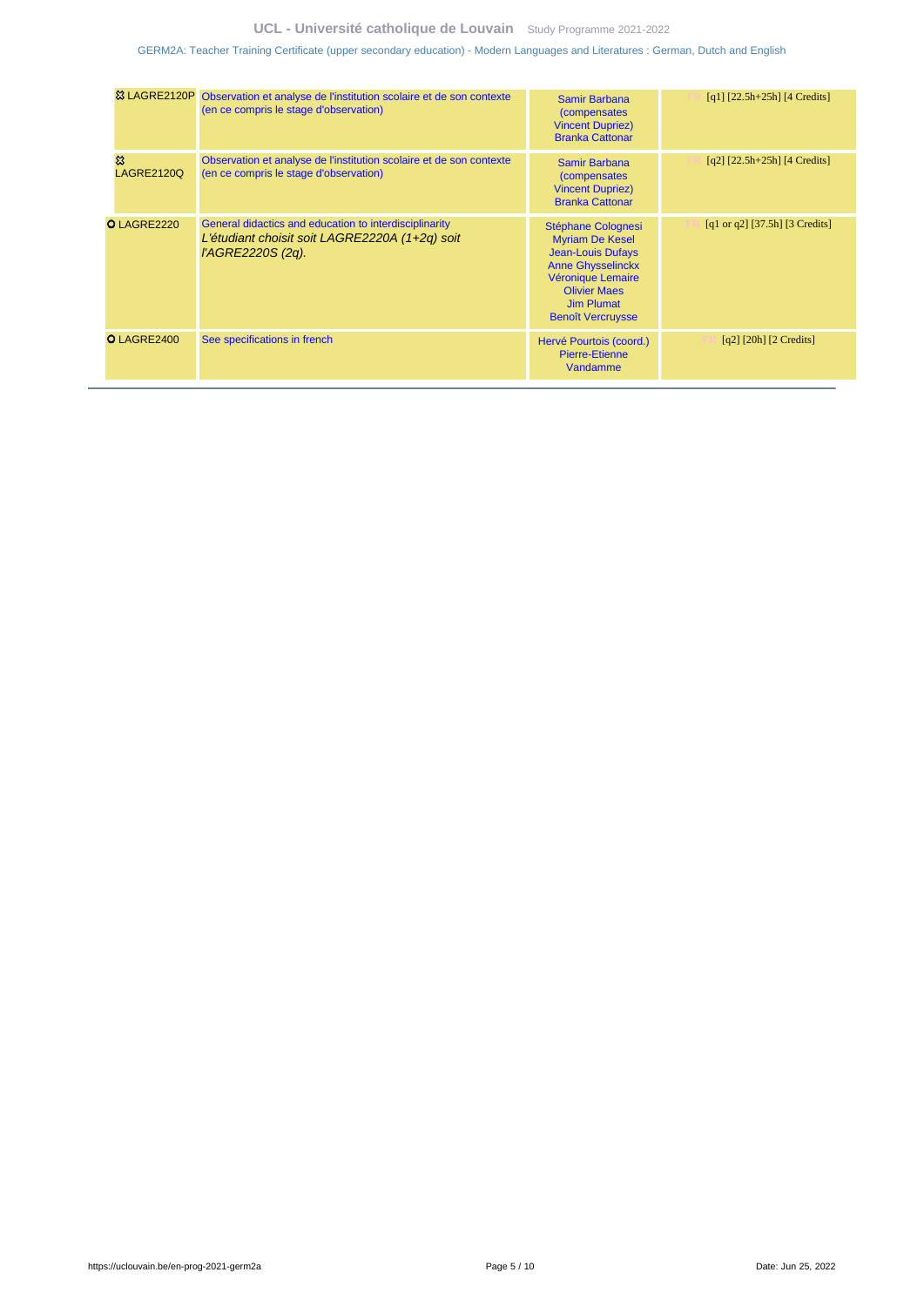| | | | |
|---|---|---|---|
| ⛒ LAGRE2120P | Observation et analyse de l'institution scolaire et de son contexte (en ce compris le stage d'observation) | Samir Barbana (compensates Vincent Dupriez) Branka Cattonar | FR [q1] [22.5h+25h] [4 Credits] |
| ⛒ LAGRE2120Q | Observation et analyse de l'institution scolaire et de son contexte (en ce compris le stage d'observation) | Samir Barbana (compensates Vincent Dupriez) Branka Cattonar | FR [q2] [22.5h+25h] [4 Credits] |
| ⭘ LAGRE2220 | General didactics and education to interdisciplinarity *L'étudiant choisit soit LAGRE2220A (1+2q) soit l'AGRE2220S (2q).* | Stéphane Colognesi Myriam De Kesel Jean-Louis Dufays Anne Ghysselinckx Véronique Lemaire Olivier Maes Jim Plumat Benoît Vercruysse | FR [q1 or q2] [37.5h] [3 Credits] |
| ⭘ LAGRE2400 | See specifications in french | Hervé Pourtois (coord.) Pierre-Etienne Vandamme | FR [q2] [20h] [2 Credits] |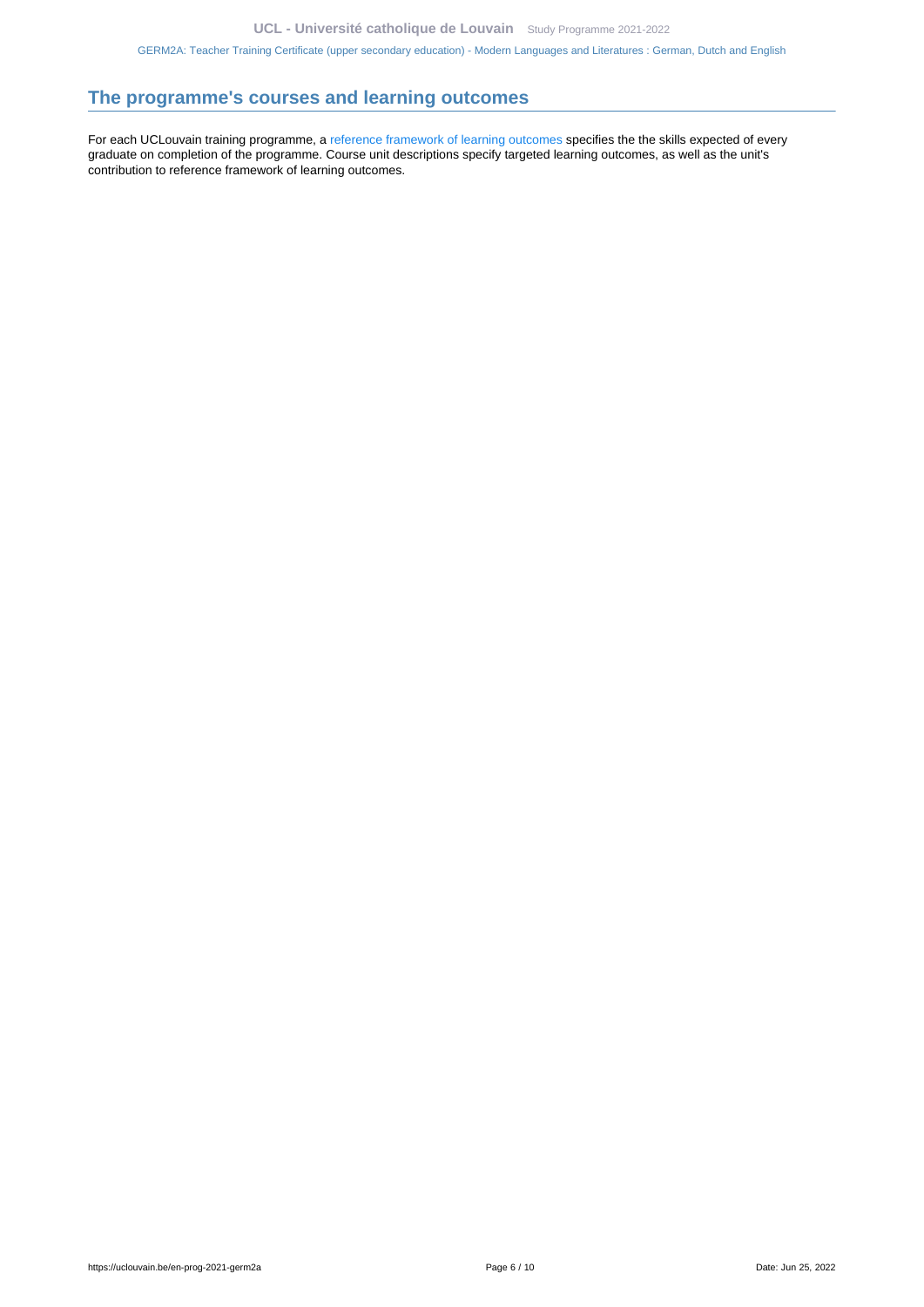## The programme's courses and learning outcomes

For each UCLouvain training programme, a reference framework of learning outcomes specifies the the skills expected of every graduate on completion of the programme. Course unit descriptions specify targeted learning outcomes, as well as the unit's contribution to reference framework of learning outcomes.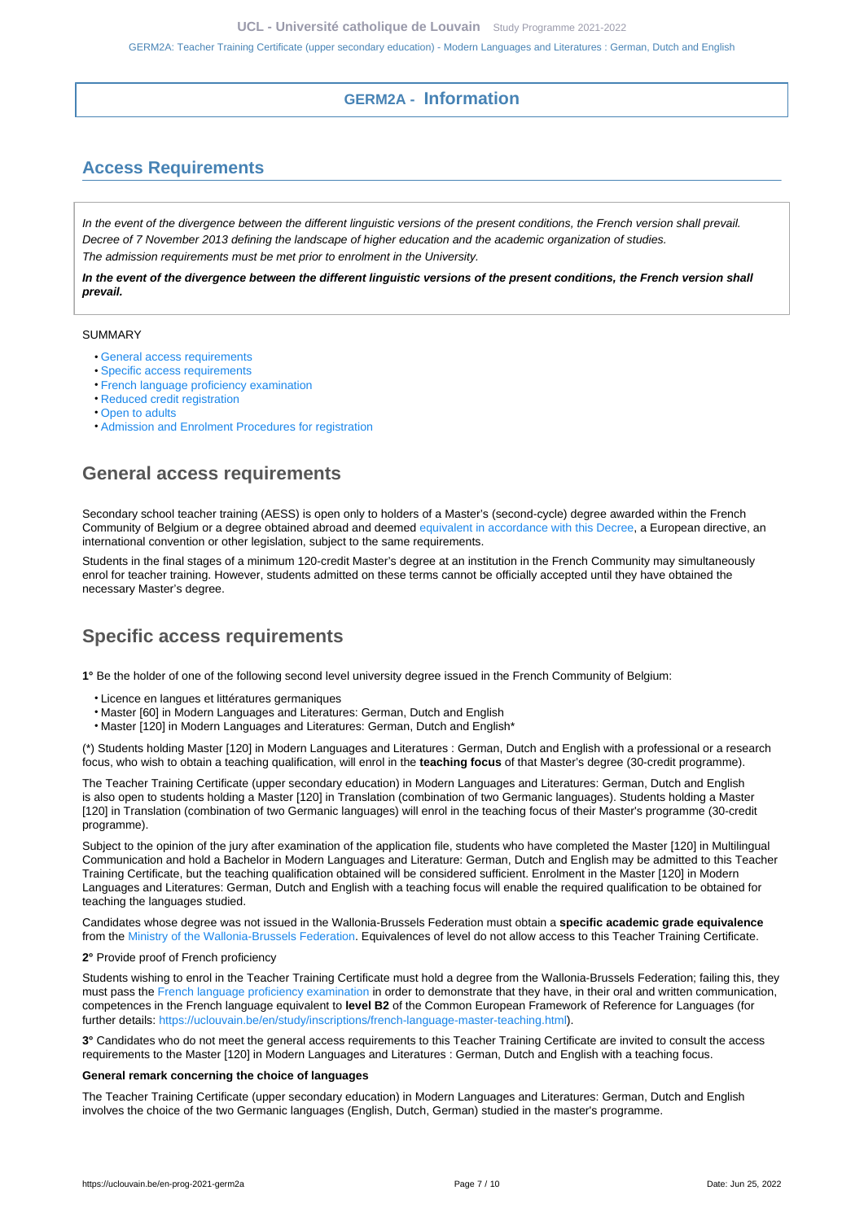# GERM2A - Information

## Access Requirements

*In the event of the divergence between the different linguistic versions of the present conditions, the French version shall prevail.*
*Decree of 7 November 2013 defining the landscape of higher education and the academic organization of studies.*
*The admission requirements must be met prior to enrolment in the University.*

***In the event of the divergence between the different linguistic versions of the present conditions, the French version shall prevail.***

SUMMARY

- General access requirements
- Specific access requirements
- French language proficiency examination
- Reduced credit registration
- Open to adults
- Admission and Enrolment Procedures for registration

## General access requirements

Secondary school teacher training (AESS) is open only to holders of a Master's (second-cycle) degree awarded within the French Community of Belgium or a degree obtained abroad and deemed equivalent in accordance with this Decree, a European directive, an international convention or other legislation, subject to the same requirements.

Students in the final stages of a minimum 120-credit Master's degree at an institution in the French Community may simultaneously enrol for teacher training. However, students admitted on these terms cannot be officially accepted until they have obtained the necessary Master's degree.

## Specific access requirements

**1°** Be the holder of one of the following second level university degree issued in the French Community of Belgium:

- Licence en langues et littératures germaniques
- Master [60] in Modern Languages and Literatures: German, Dutch and English
- Master [120] in Modern Languages and Literatures: German, Dutch and English*

(*) Students holding Master [120] in Modern Languages and Literatures : German, Dutch and English with a professional or a research focus, who wish to obtain a teaching qualification, will enrol in the **teaching focus** of that Master's degree (30-credit programme).

The Teacher Training Certificate (upper secondary education) in Modern Languages and Literatures: German, Dutch and English is also open to students holding a Master [120] in Translation (combination of two Germanic languages). Students holding a Master [120] in Translation (combination of two Germanic languages) will enrol in the teaching focus of their Master's programme (30-credit programme).

Subject to the opinion of the jury after examination of the application file, students who have completed the Master [120] in Multilingual Communication and hold a Bachelor in Modern Languages and Literature: German, Dutch and English may be admitted to this Teacher Training Certificate, but the teaching qualification obtained will be considered sufficient. Enrolment in the Master [120] in Modern Languages and Literatures: German, Dutch and English with a teaching focus will enable the required qualification to be obtained for teaching the languages studied.

Candidates whose degree was not issued in the Wallonia-Brussels Federation must obtain a **specific academic grade equivalence** from the Ministry of the Wallonia-Brussels Federation. Equivalences of level do not allow access to this Teacher Training Certificate.

**2°** Provide proof of French proficiency

Students wishing to enrol in the Teacher Training Certificate must hold a degree from the Wallonia-Brussels Federation; failing this, they must pass the French language proficiency examination in order to demonstrate that they have, in their oral and written communication, competences in the French language equivalent to **level B2** of the Common European Framework of Reference for Languages (for further details: https://uclouvain.be/en/study/inscriptions/french-language-master-teaching.html).

**3°** Candidates who do not meet the general access requirements to this Teacher Training Certificate are invited to consult the access requirements to the Master [120] in Modern Languages and Literatures : German, Dutch and English with a teaching focus.

**General remark concerning the choice of languages**

The Teacher Training Certificate (upper secondary education) in Modern Languages and Literatures: German, Dutch and English involves the choice of the two Germanic languages (English, Dutch, German) studied in the master's programme.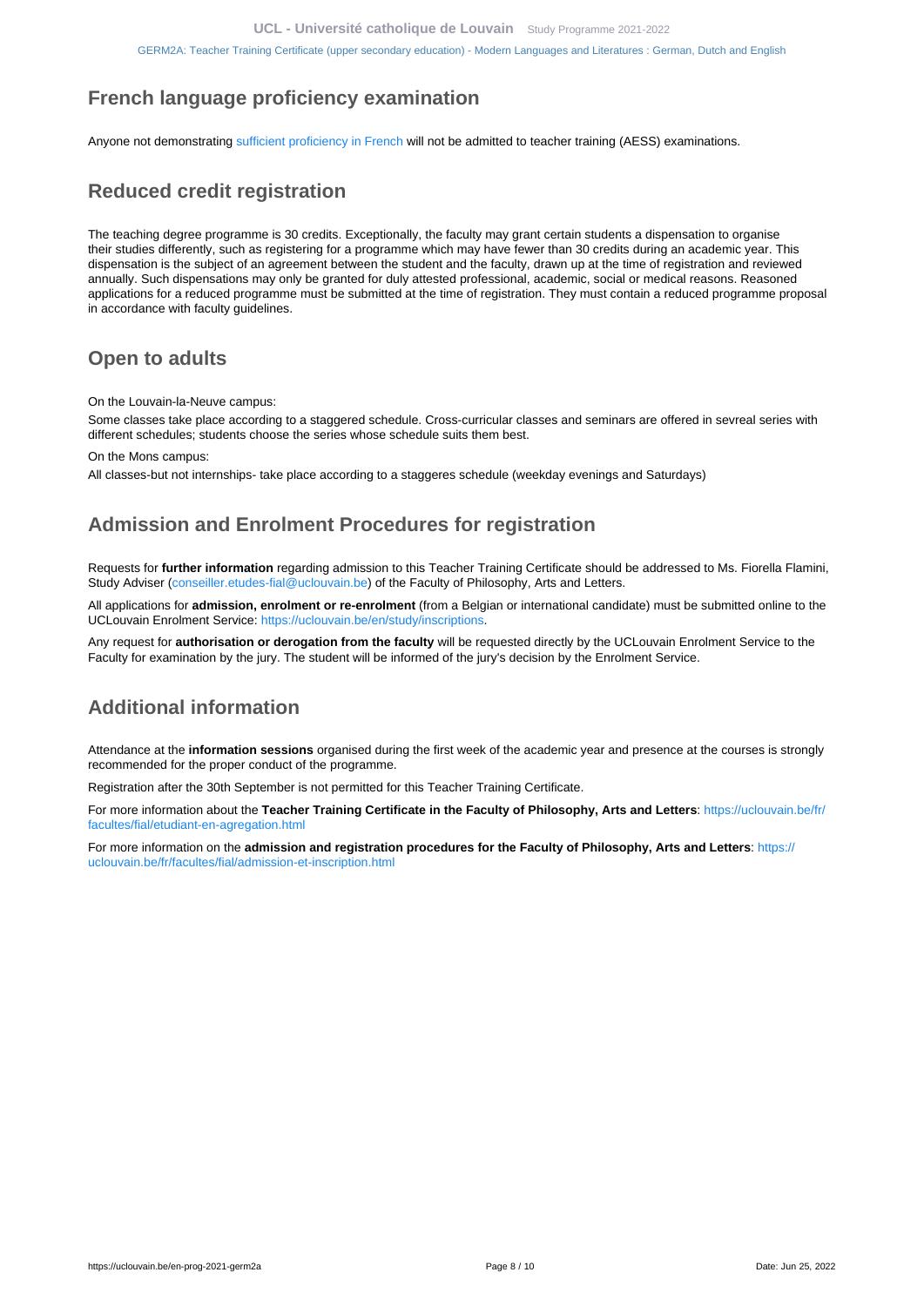## French language proficiency examination

Anyone not demonstrating sufficient proficiency in French will not be admitted to teacher training (AESS) examinations.

## Reduced credit registration

The teaching degree programme is 30 credits. Exceptionally, the faculty may grant certain students a dispensation to organise their studies differently, such as registering for a programme which may have fewer than 30 credits during an academic year. This dispensation is the subject of an agreement between the student and the faculty, drawn up at the time of registration and reviewed annually. Such dispensations may only be granted for duly attested professional, academic, social or medical reasons. Reasoned applications for a reduced programme must be submitted at the time of registration. They must contain a reduced programme proposal in accordance with faculty guidelines.

## Open to adults

On the Louvain-la-Neuve campus:

Some classes take place according to a staggered schedule. Cross-curricular classes and seminars are offered in sevreal series with different schedules; students choose the series whose schedule suits them best.

On the Mons campus:

All classes-but not internships- take place according to a staggeres schedule (weekday evenings and Saturdays)

## Admission and Enrolment Procedures for registration

Requests for **further information** regarding admission to this Teacher Training Certificate should be addressed to Ms. Fiorella Flamini, Study Adviser (conseiller.etudes-fial@uclouvain.be) of the Faculty of Philosophy, Arts and Letters.

All applications for **admission, enrolment or re-enrolment** (from a Belgian or international candidate) must be submitted online to the UCLouvain Enrolment Service: https://uclouvain.be/en/study/inscriptions.

Any request for **authorisation or derogation from the faculty** will be requested directly by the UCLouvain Enrolment Service to the Faculty for examination by the jury. The student will be informed of the jury's decision by the Enrolment Service.

## Additional information

Attendance at the **information sessions** organised during the first week of the academic year and presence at the courses is strongly recommended for the proper conduct of the programme.

Registration after the 30th September is not permitted for this Teacher Training Certificate.

For more information about the **Teacher Training Certificate in the Faculty of Philosophy, Arts and Letters**: https://uclouvain.be/fr/facultes/fial/etudiant-en-agregation.html

For more information on the **admission and registration procedures for the Faculty of Philosophy, Arts and Letters**: https://uclouvain.be/fr/facultes/fial/admission-et-inscription.html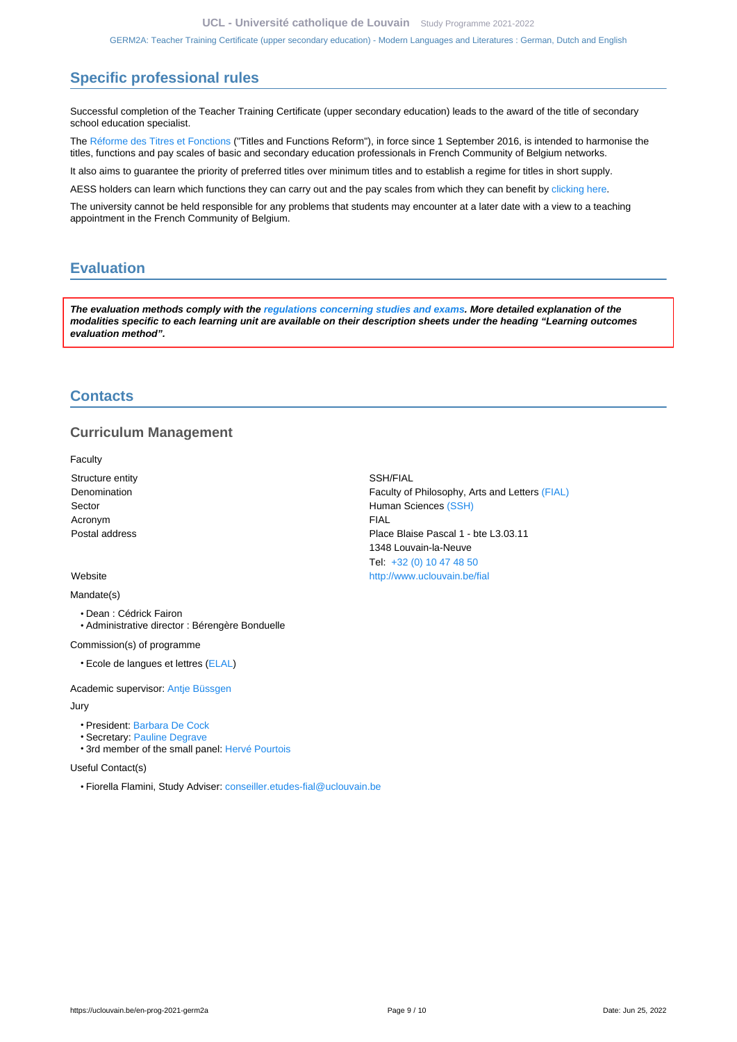## Specific professional rules

Successful completion of the Teacher Training Certificate (upper secondary education) leads to the award of the title of secondary school education specialist.

The Réforme des Titres et Fonctions ("Titles and Functions Reform"), in force since 1 September 2016, is intended to harmonise the titles, functions and pay scales of basic and secondary education professionals in French Community of Belgium networks.

It also aims to guarantee the priority of preferred titles over minimum titles and to establish a regime for titles in short supply.

AESS holders can learn which functions they can carry out and the pay scales from which they can benefit by clicking here.

The university cannot be held responsible for any problems that students may encounter at a later date with a view to a teaching appointment in the French Community of Belgium.

## Evaluation

***The evaluation methods comply with the regulations concerning studies and exams. More detailed explanation of the modalities specific to each learning unit are available on their description sheets under the heading "Learning outcomes evaluation method".***

## Contacts

### Curriculum Management

Faculty

| | |
|---|---|
| Structure entity | SSH/FIAL |
| Denomination | Faculty of Philosophy, Arts and Letters (FIAL) |
| Sector | Human Sciences (SSH) |
| Acronym | FIAL |
| Postal address | Place Blaise Pascal 1 - bte L3.03.11<br>1348 Louvain-la-Neuve<br>Tel: +32 (0) 10 47 48 50 |
| Website | http://www.uclouvain.be/fial |

Mandate(s)

- Dean : Cédrick Fairon
- Administrative director : Bérengère Bonduelle

Commission(s) of programme

- Ecole de langues et lettres (ELAL)

Academic supervisor: Antje Büssgen

Jury

- President: Barbara De Cock
- Secretary: Pauline Degrave
- 3rd member of the small panel: Hervé Pourtois

Useful Contact(s)

- Fiorella Flamini, Study Adviser: conseiller.etudes-fial@uclouvain.be